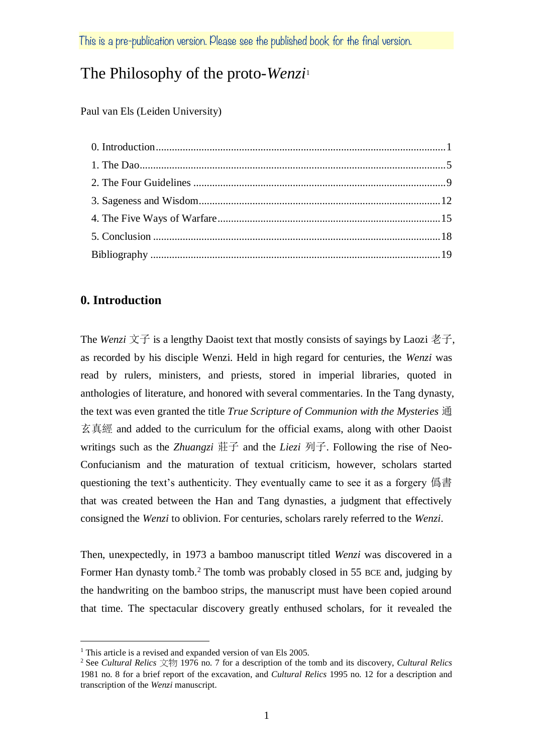This is a pre-publication version. Please see the published book for the final version.

# The Philosophy of the proto-*Wenzi*[1]

Paul van Els (Leiden University)

0. Introduction ........ 1
1. The Dao ........ 5
2. The Four Guidelines ........ 9
3. Sageness and Wisdom ........ 12
4. The Five Ways of Warfare ........ 15
5. Conclusion ........ 18
Bibliography ........ 19

## 0. Introduction

The *Wenzi* 文子 is a lengthy Daoist text that mostly consists of sayings by Laozi 老子, as recorded by his disciple Wenzi. Held in high regard for centuries, the *Wenzi* was read by rulers, ministers, and priests, stored in imperial libraries, quoted in anthologies of literature, and honored with several commentaries. In the Tang dynasty, the text was even granted the title *True Scripture of Communion with the Mysteries* 通玄真經 and added to the curriculum for the official exams, along with other Daoist writings such as the *Zhuangzi* 莊子 and the *Liezi* 列子. Following the rise of Neo-Confucianism and the maturation of textual criticism, however, scholars started questioning the text's authenticity. They eventually came to see it as a forgery 僞書 that was created between the Han and Tang dynasties, a judgment that effectively consigned the *Wenzi* to oblivion. For centuries, scholars rarely referred to the *Wenzi*.

Then, unexpectedly, in 1973 a bamboo manuscript titled *Wenzi* was discovered in a Former Han dynasty tomb.[2] The tomb was probably closed in 55 BCE and, judging by the handwriting on the bamboo strips, the manuscript must have been copied around that time. The spectacular discovery greatly enthused scholars, for it revealed the

---

[1] This article is a revised and expanded version of van Els 2005.

[2] See *Cultural Relics* 文物 1976 no. 7 for a description of the tomb and its discovery, *Cultural Relics* 1981 no. 8 for a brief report of the excavation, and *Cultural Relics* 1995 no. 12 for a description and transcription of the *Wenzi* manuscript.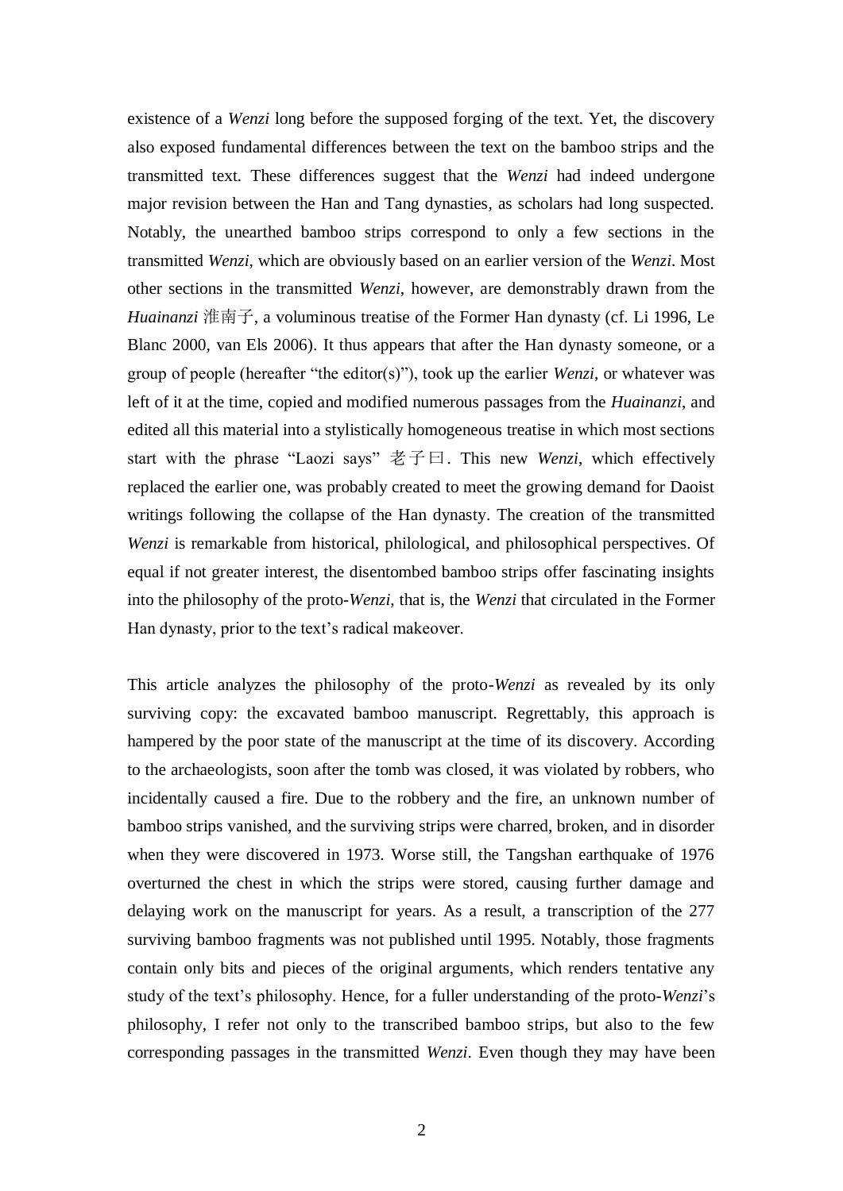existence of a *Wenzi* long before the supposed forging of the text. Yet, the discovery also exposed fundamental differences between the text on the bamboo strips and the transmitted text. These differences suggest that the *Wenzi* had indeed undergone major revision between the Han and Tang dynasties, as scholars had long suspected. Notably, the unearthed bamboo strips correspond to only a few sections in the transmitted *Wenzi*, which are obviously based on an earlier version of the *Wenzi*. Most other sections in the transmitted *Wenzi*, however, are demonstrably drawn from the *Huainanzi* 淮南子, a voluminous treatise of the Former Han dynasty (cf. Li 1996, Le Blanc 2000, van Els 2006). It thus appears that after the Han dynasty someone, or a group of people (hereafter "the editor(s)"), took up the earlier *Wenzi*, or whatever was left of it at the time, copied and modified numerous passages from the *Huainanzi*, and edited all this material into a stylistically homogeneous treatise in which most sections start with the phrase "Laozi says" 老子曰. This new *Wenzi*, which effectively replaced the earlier one, was probably created to meet the growing demand for Daoist writings following the collapse of the Han dynasty. The creation of the transmitted *Wenzi* is remarkable from historical, philological, and philosophical perspectives. Of equal if not greater interest, the disentombed bamboo strips offer fascinating insights into the philosophy of the proto-*Wenzi*, that is, the *Wenzi* that circulated in the Former Han dynasty, prior to the text's radical makeover.

This article analyzes the philosophy of the proto-*Wenzi* as revealed by its only surviving copy: the excavated bamboo manuscript. Regrettably, this approach is hampered by the poor state of the manuscript at the time of its discovery. According to the archaeologists, soon after the tomb was closed, it was violated by robbers, who incidentally caused a fire. Due to the robbery and the fire, an unknown number of bamboo strips vanished, and the surviving strips were charred, broken, and in disorder when they were discovered in 1973. Worse still, the Tangshan earthquake of 1976 overturned the chest in which the strips were stored, causing further damage and delaying work on the manuscript for years. As a result, a transcription of the 277 surviving bamboo fragments was not published until 1995. Notably, those fragments contain only bits and pieces of the original arguments, which renders tentative any study of the text's philosophy. Hence, for a fuller understanding of the proto-*Wenzi*'s philosophy, I refer not only to the transcribed bamboo strips, but also to the few corresponding passages in the transmitted *Wenzi*. Even though they may have been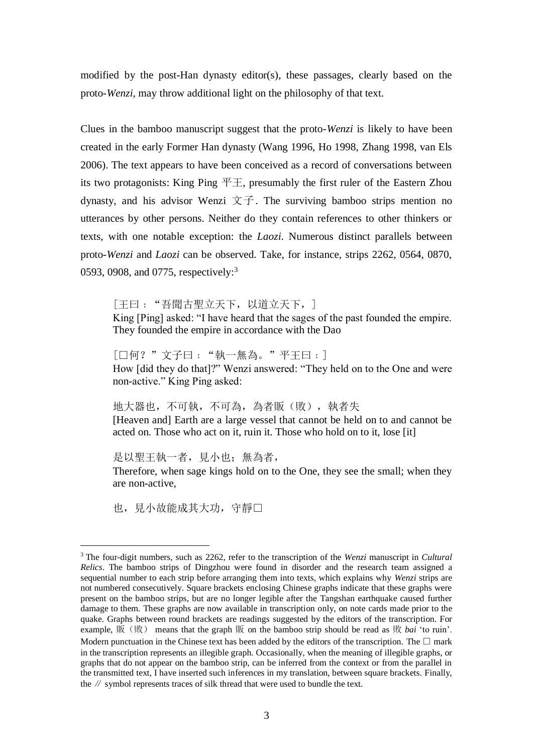modified by the post-Han dynasty editor(s), these passages, clearly based on the proto-*Wenzi*, may throw additional light on the philosophy of that text.

Clues in the bamboo manuscript suggest that the proto-*Wenzi* is likely to have been created in the early Former Han dynasty (Wang 1996, Ho 1998, Zhang 1998, van Els 2006). The text appears to have been conceived as a record of conversations between its two protagonists: King Ping 平王, presumably the first ruler of the Eastern Zhou dynasty, and his advisor Wenzi 文子. The surviving bamboo strips mention no utterances by other persons. Neither do they contain references to other thinkers or texts, with one notable exception: the *Laozi*. Numerous distinct parallels between proto-*Wenzi* and *Laozi* can be observed. Take, for instance, strips 2262, 0564, 0870, 0593, 0908, and 0775, respectively:[3]

> [王曰："吾聞古聖立天下，以道立天下，]
> King [Ping] asked: "I have heard that the sages of the past founded the empire. They founded the empire in accordance with the Dao
>
> [□何？"文子曰："執一無為。"平王曰：]
> How [did they do that]?" Wenzi answered: "They held on to the One and were non-active." King Ping asked:
>
> 地大器也，不可執，不可為，為者販（敗），執者失
> [Heaven and] Earth are a large vessel that cannot be held on to and cannot be acted on. Those who act on it, ruin it. Those who hold on to it, lose [it]
>
> 是以聖王執一者，見小也；無為者，
> Therefore, when sage kings hold on to the One, they see the small; when they are non-active,
>
> 也，見小故能成其大功，守靜□

---

[3] The four-digit numbers, such as 2262, refer to the transcription of the *Wenzi* manuscript in *Cultural Relics*. The bamboo strips of Dingzhou were found in disorder and the research team assigned a sequential number to each strip before arranging them into texts, which explains why *Wenzi* strips are not numbered consecutively. Square brackets enclosing Chinese graphs indicate that these graphs were present on the bamboo strips, but are no longer legible after the Tangshan earthquake caused further damage to them. These graphs are now available in transcription only, on note cards made prior to the quake. Graphs between round brackets are readings suggested by the editors of the transcription. For example, 販（敗） means that the graph 販 on the bamboo strip should be read as 敗 *bai* 'to ruin'. Modern punctuation in the Chinese text has been added by the editors of the transcription. The □ mark in the transcription represents an illegible graph. Occasionally, when the meaning of illegible graphs, or graphs that do not appear on the bamboo strip, can be inferred from the context or from the parallel in the transmitted text, I have inserted such inferences in my translation, between square brackets. Finally, the ∥ symbol represents traces of silk thread that were used to bundle the text.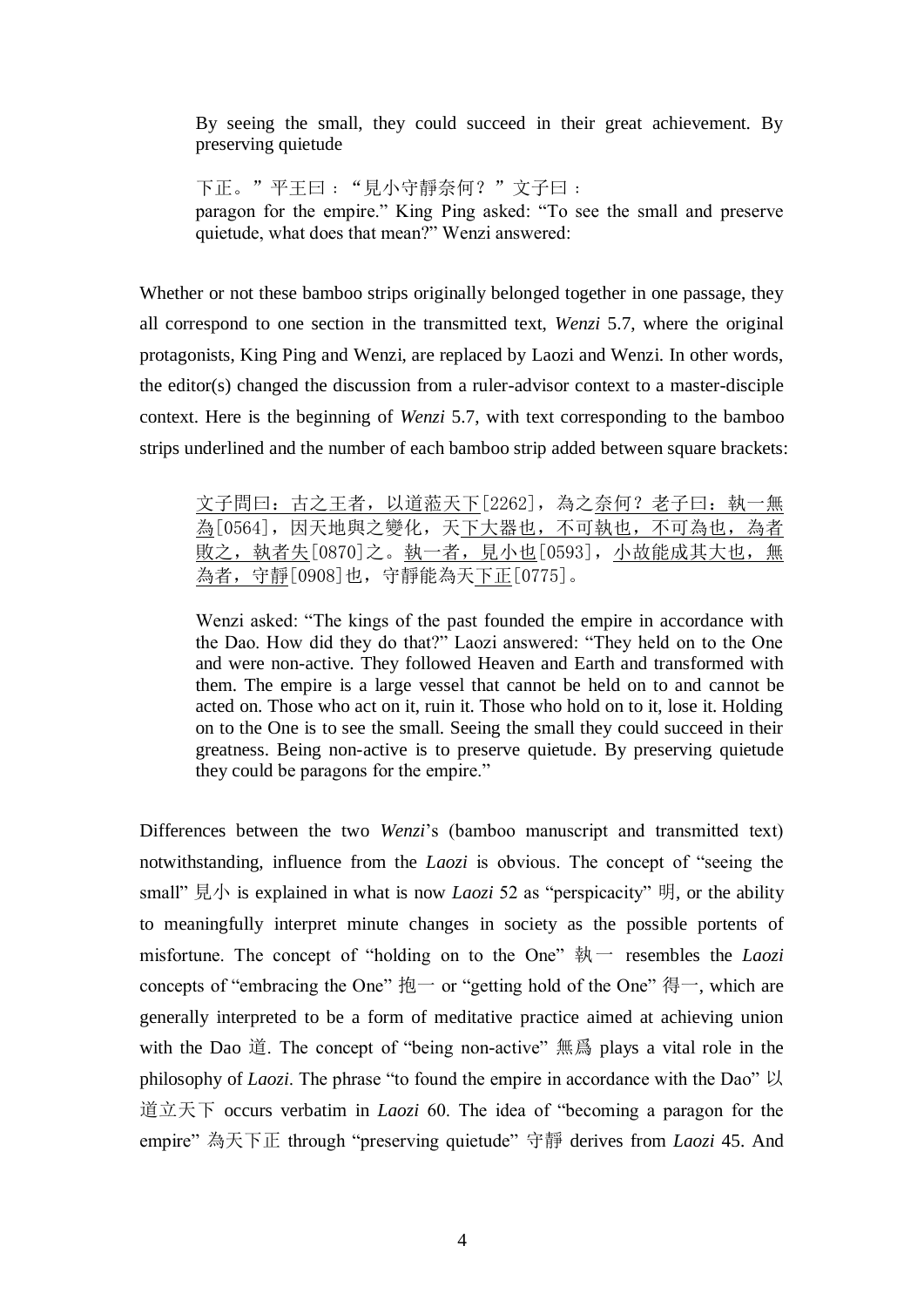> By seeing the small, they could succeed in their great achievement. By preserving quietude
>
> 下正。”平王曰：“見小守靜奈何？”文子曰：
> paragon for the empire.” King Ping asked: “To see the small and preserve quietude, what does that mean?” Wenzi answered:

Whether or not these bamboo strips originally belonged together in one passage, they all correspond to one section in the transmitted text, *Wenzi* 5.7, where the original protagonists, King Ping and Wenzi, are replaced by Laozi and Wenzi. In other words, the editor(s) changed the discussion from a ruler-advisor context to a master-disciple context. Here is the beginning of *Wenzi* 5.7, with text corresponding to the bamboo strips underlined and the number of each bamboo strip added between square brackets:

> <u>文子問曰：古之王者，以道蒞天下</u>[2262]，<u>為之奈何？老子曰：執一無為</u>[0564]，因天地與之變化，<u>天下大器也，不可執也，不可為也，為者敗之，執者失</u>[0870]之。<u>執一者，見小也</u>[0593]，<u>小故能成其大也，無為者，守靜</u>[0908]也，守靜能為天<u>下正</u>[0775]。
>
> Wenzi asked: “The kings of the past founded the empire in accordance with the Dao. How did they do that?” Laozi answered: “They held on to the One and were non-active. They followed Heaven and Earth and transformed with them. The empire is a large vessel that cannot be held on to and cannot be acted on. Those who act on it, ruin it. Those who hold on to it, lose it. Holding on to the One is to see the small. Seeing the small they could succeed in their greatness. Being non-active is to preserve quietude. By preserving quietude they could be paragons for the empire.”

Differences between the two *Wenzi*’s (bamboo manuscript and transmitted text) notwithstanding, influence from the *Laozi* is obvious. The concept of “seeing the small” 見小 is explained in what is now *Laozi* 52 as “perspicacity” 明, or the ability to meaningfully interpret minute changes in society as the possible portents of misfortune. The concept of “holding on to the One” 執一 resembles the *Laozi* concepts of “embracing the One” 抱一 or “getting hold of the One” 得一, which are generally interpreted to be a form of meditative practice aimed at achieving union with the Dao 道. The concept of “being non-active” 無爲 plays a vital role in the philosophy of *Laozi*. The phrase “to found the empire in accordance with the Dao” 以道立天下 occurs verbatim in *Laozi* 60. The idea of “becoming a paragon for the empire” 為天下正 through “preserving quietude” 守靜 derives from *Laozi* 45. And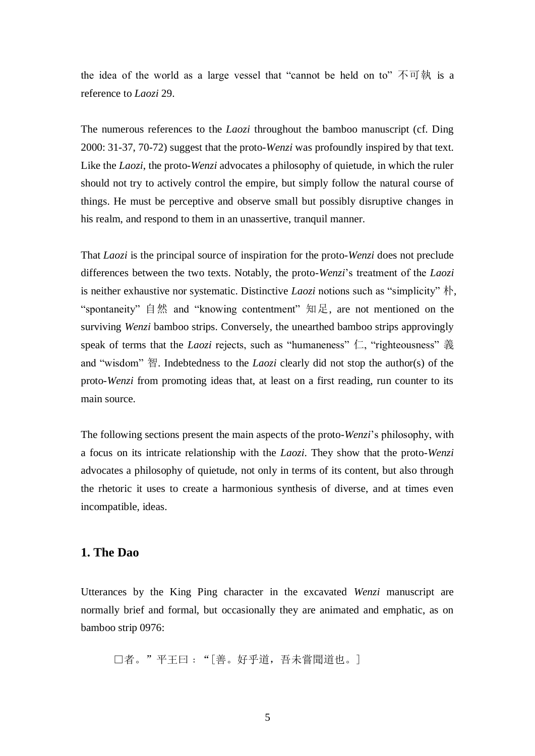the idea of the world as a large vessel that "cannot be held on to" 不可執 is a reference to *Laozi* 29.

The numerous references to the *Laozi* throughout the bamboo manuscript (cf. Ding 2000: 31-37, 70-72) suggest that the proto-*Wenzi* was profoundly inspired by that text. Like the *Laozi*, the proto-*Wenzi* advocates a philosophy of quietude, in which the ruler should not try to actively control the empire, but simply follow the natural course of things. He must be perceptive and observe small but possibly disruptive changes in his realm, and respond to them in an unassertive, tranquil manner.

That *Laozi* is the principal source of inspiration for the proto-*Wenzi* does not preclude differences between the two texts. Notably, the proto-*Wenzi*'s treatment of the *Laozi* is neither exhaustive nor systematic. Distinctive *Laozi* notions such as "simplicity" 朴, "spontaneity" 自然 and "knowing contentment" 知足, are not mentioned on the surviving *Wenzi* bamboo strips. Conversely, the unearthed bamboo strips approvingly speak of terms that the *Laozi* rejects, such as "humaneness" 仁, "righteousness" 義 and "wisdom" 智. Indebtedness to the *Laozi* clearly did not stop the author(s) of the proto-*Wenzi* from promoting ideas that, at least on a first reading, run counter to its main source.

The following sections present the main aspects of the proto-*Wenzi*'s philosophy, with a focus on its intricate relationship with the *Laozi*. They show that the proto-*Wenzi* advocates a philosophy of quietude, not only in terms of its content, but also through the rhetoric it uses to create a harmonious synthesis of diverse, and at times even incompatible, ideas.

## 1. The Dao

Utterances by the King Ping character in the excavated *Wenzi* manuscript are normally brief and formal, but occasionally they are animated and emphatic, as on bamboo strip 0976:

> □者。"平王曰："[善。好乎道，吾未嘗聞道也。]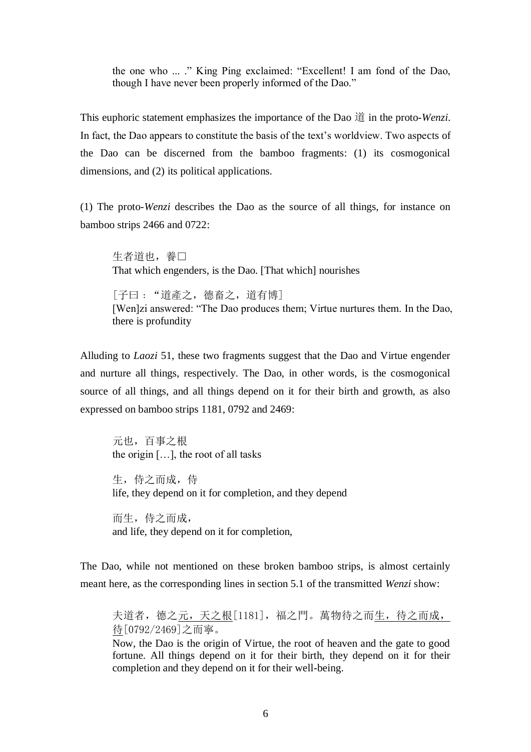> the one who ... ." King Ping exclaimed: "Excellent! I am fond of the Dao, though I have never been properly informed of the Dao."

This euphoric statement emphasizes the importance of the Dao 道 in the proto-*Wenzi*. In fact, the Dao appears to constitute the basis of the text's worldview. Two aspects of the Dao can be discerned from the bamboo fragments: (1) its cosmogonical dimensions, and (2) its political applications.

(1) The proto-*Wenzi* describes the Dao as the source of all things, for instance on bamboo strips 2466 and 0722:

> 生者道也，養□
> That which engenders, is the Dao. [That which] nourishes
>
> [子曰："道產之，德畜之，道有博]
> [Wen]zi answered: "The Dao produces them; Virtue nurtures them. In the Dao, there is profundity

Alluding to *Laozi* 51, these two fragments suggest that the Dao and Virtue engender and nurture all things, respectively. The Dao, in other words, is the cosmogonical source of all things, and all things depend on it for their birth and growth, as also expressed on bamboo strips 1181, 0792 and 2469:

> 元也，百事之根
> the origin […], the root of all tasks
>
> 生，侍之而成，侍
> life, they depend on it for completion, and they depend
>
> 而生，侍之而成，
> and life, they depend on it for completion,

The Dao, while not mentioned on these broken bamboo strips, is almost certainly meant here, as the corresponding lines in section 5.1 of the transmitted *Wenzi* show:

> 夫道者，德之<u>元，天之根</u>[1181]，福之門。萬物待之而<u>生，待之而成，待</u>[0792/2469]之而寧。
> Now, the Dao is the origin of Virtue, the root of heaven and the gate to good fortune. All things depend on it for their birth, they depend on it for their completion and they depend on it for their well-being.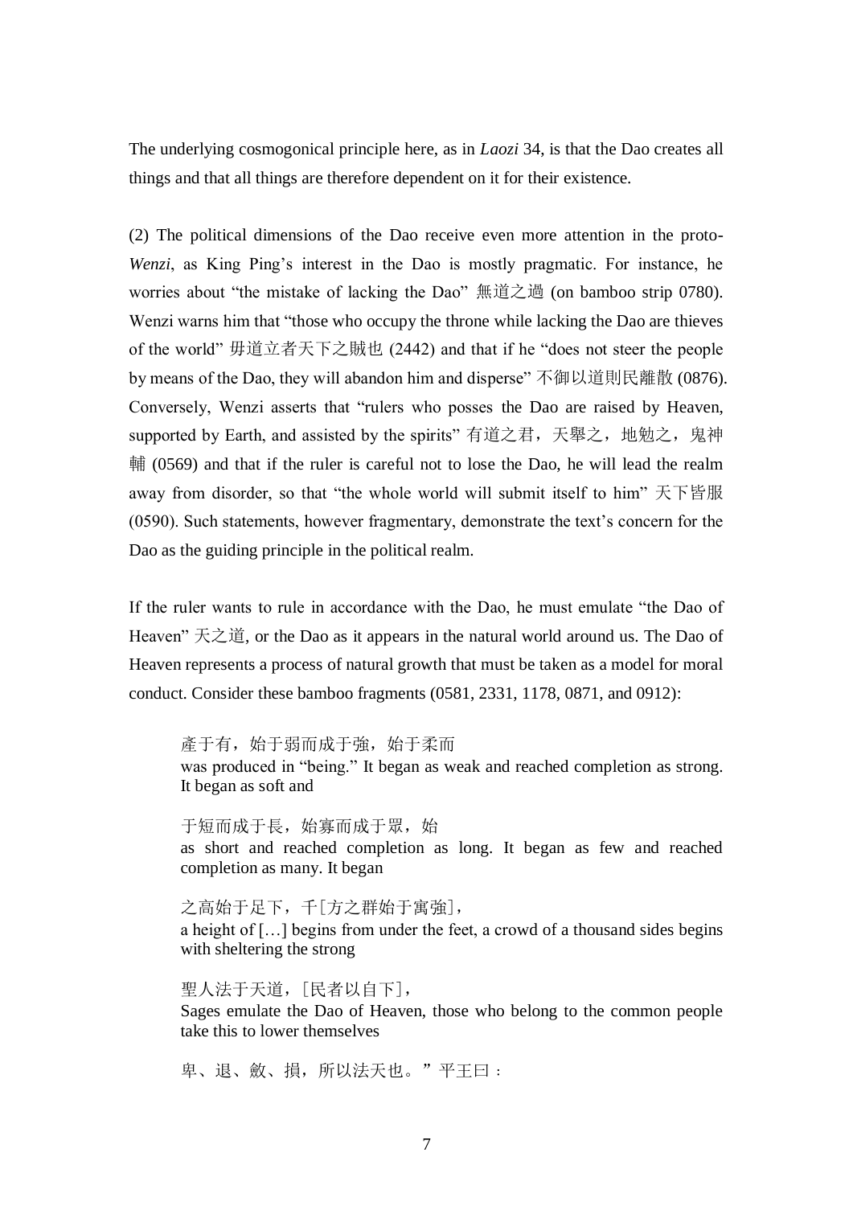The underlying cosmogonical principle here, as in *Laozi* 34, is that the Dao creates all things and that all things are therefore dependent on it for their existence.

(2) The political dimensions of the Dao receive even more attention in the proto-*Wenzi*, as King Ping's interest in the Dao is mostly pragmatic. For instance, he worries about "the mistake of lacking the Dao" 無道之過 (on bamboo strip 0780). Wenzi warns him that "those who occupy the throne while lacking the Dao are thieves of the world" 毋道立者天下之賊也 (2442) and that if he "does not steer the people by means of the Dao, they will abandon him and disperse" 不御以道則民離散 (0876). Conversely, Wenzi asserts that "rulers who posses the Dao are raised by Heaven, supported by Earth, and assisted by the spirits" 有道之君，天舉之，地勉之，鬼神輔 (0569) and that if the ruler is careful not to lose the Dao, he will lead the realm away from disorder, so that "the whole world will submit itself to him" 天下皆服 (0590). Such statements, however fragmentary, demonstrate the text's concern for the Dao as the guiding principle in the political realm.

If the ruler wants to rule in accordance with the Dao, he must emulate "the Dao of Heaven" 天之道, or the Dao as it appears in the natural world around us. The Dao of Heaven represents a process of natural growth that must be taken as a model for moral conduct. Consider these bamboo fragments (0581, 2331, 1178, 0871, and 0912):

> 產于有，始于弱而成于強，始于柔而
> was produced in "being." It began as weak and reached completion as strong. It began as soft and
>
> 于短而成于長，始寡而成于眾，始
> as short and reached completion as long. It began as few and reached completion as many. It began
>
> 之高始于足下，千[方之群始于寓強]，
> a height of [...] begins from under the feet, a crowd of a thousand sides begins with sheltering the strong
>
> 聖人法于天道，[民者以自下]，
> Sages emulate the Dao of Heaven, those who belong to the common people take this to lower themselves
>
> 卑、退、斂、損，所以法天也。" 平王曰：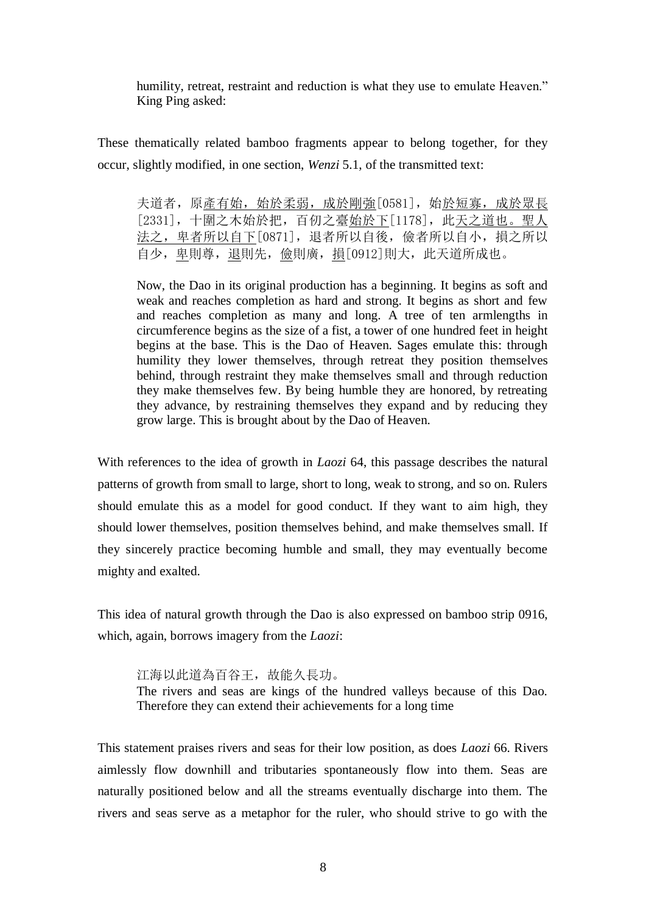> humility, retreat, restraint and reduction is what they use to emulate Heaven." King Ping asked:

These thematically related bamboo fragments appear to belong together, for they occur, slightly modified, in one section, *Wenzi* 5.1, of the transmitted text:

> 夫道者，原產有始，始於柔弱，成於剛強[0581]，始於短寡，成於眾長[2331]，十圍之木始於把，百仞之臺始於下[1178]，此天之道也。聖人法之，卑者所以自下[0871]，退者所以自後，儉者所以自小，損之所以自少，卑則尊，退則先，儉則廣，損[0912]則大，此天道所成也。
>
> Now, the Dao in its original production has a beginning. It begins as soft and weak and reaches completion as hard and strong. It begins as short and few and reaches completion as many and long. A tree of ten armlengths in circumference begins as the size of a fist, a tower of one hundred feet in height begins at the base. This is the Dao of Heaven. Sages emulate this: through humility they lower themselves, through retreat they position themselves behind, through restraint they make themselves small and through reduction they make themselves few. By being humble they are honored, by retreating they advance, by restraining themselves they expand and by reducing they grow large. This is brought about by the Dao of Heaven.

With references to the idea of growth in *Laozi* 64, this passage describes the natural patterns of growth from small to large, short to long, weak to strong, and so on. Rulers should emulate this as a model for good conduct. If they want to aim high, they should lower themselves, position themselves behind, and make themselves small. If they sincerely practice becoming humble and small, they may eventually become mighty and exalted.

This idea of natural growth through the Dao is also expressed on bamboo strip 0916, which, again, borrows imagery from the *Laozi*:

> 江海以此道為百谷王，故能久長功。
> The rivers and seas are kings of the hundred valleys because of this Dao. Therefore they can extend their achievements for a long time

This statement praises rivers and seas for their low position, as does *Laozi* 66. Rivers aimlessly flow downhill and tributaries spontaneously flow into them. Seas are naturally positioned below and all the streams eventually discharge into them. The rivers and seas serve as a metaphor for the ruler, who should strive to go with the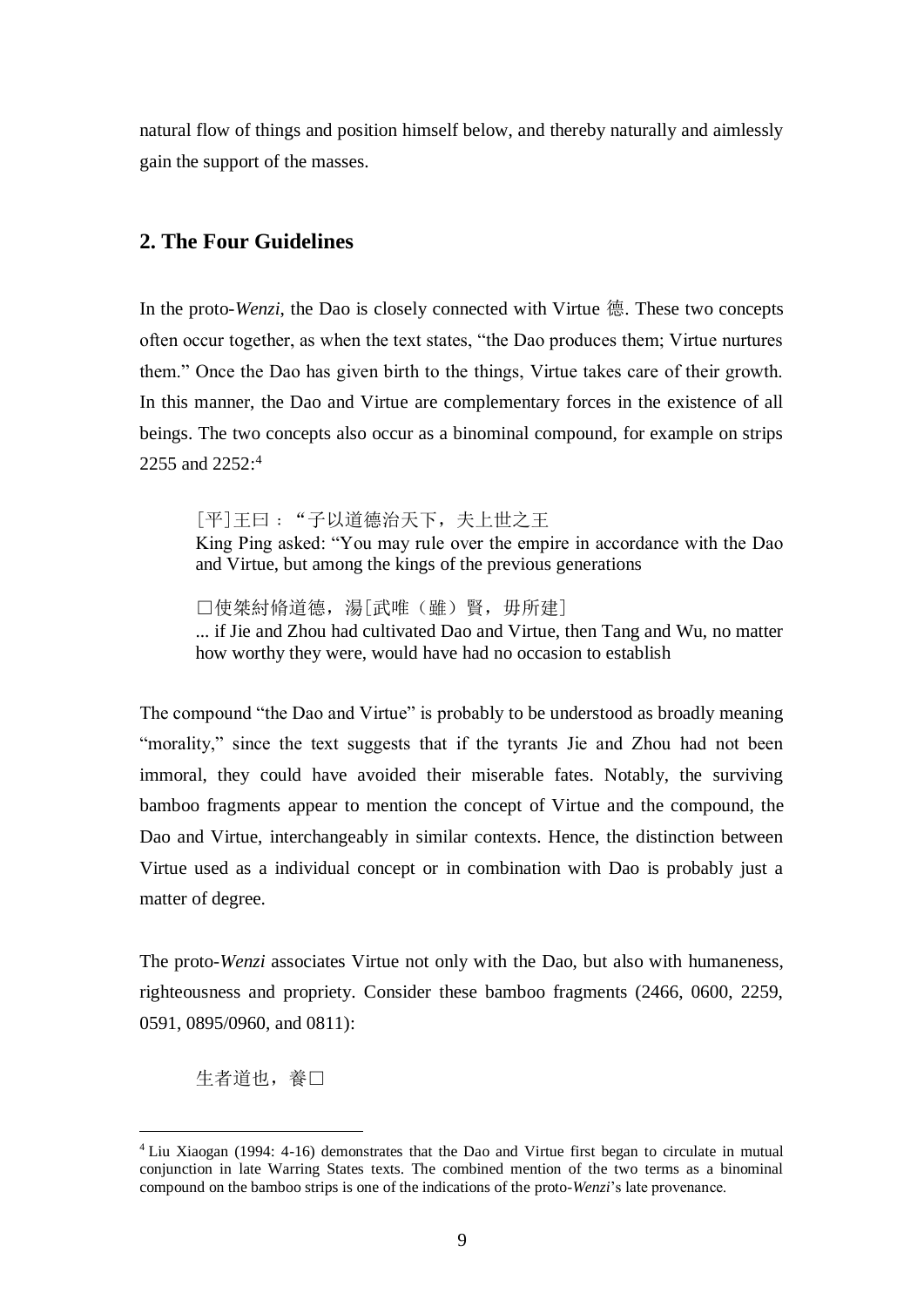natural flow of things and position himself below, and thereby naturally and aimlessly gain the support of the masses.

## 2. The Four Guidelines

In the proto-*Wenzi*, the Dao is closely connected with Virtue 德. These two concepts often occur together, as when the text states, "the Dao produces them; Virtue nurtures them." Once the Dao has given birth to the things, Virtue takes care of their growth. In this manner, the Dao and Virtue are complementary forces in the existence of all beings. The two concepts also occur as a binominal compound, for example on strips 2255 and 2252:[4]

> ［平］王曰："子以道德治天下，夫上世之王
> King Ping asked: "You may rule over the empire in accordance with the Dao and Virtue, but among the kings of the previous generations
>
> □使桀紂脩道德，湯［武唯（雖）賢，毋所建］
> ... if Jie and Zhou had cultivated Dao and Virtue, then Tang and Wu, no matter how worthy they were, would have had no occasion to establish

The compound "the Dao and Virtue" is probably to be understood as broadly meaning "morality," since the text suggests that if the tyrants Jie and Zhou had not been immoral, they could have avoided their miserable fates. Notably, the surviving bamboo fragments appear to mention the concept of Virtue and the compound, the Dao and Virtue, interchangeably in similar contexts. Hence, the distinction between Virtue used as a individual concept or in combination with Dao is probably just a matter of degree.

The proto-*Wenzi* associates Virtue not only with the Dao, but also with humaneness, righteousness and propriety. Consider these bamboo fragments (2466, 0600, 2259, 0591, 0895/0960, and 0811):

> 生者道也，養□

[4] Liu Xiaogan (1994: 4-16) demonstrates that the Dao and Virtue first began to circulate in mutual conjunction in late Warring States texts. The combined mention of the two terms as a binominal compound on the bamboo strips is one of the indications of the proto-*Wenzi*'s late provenance.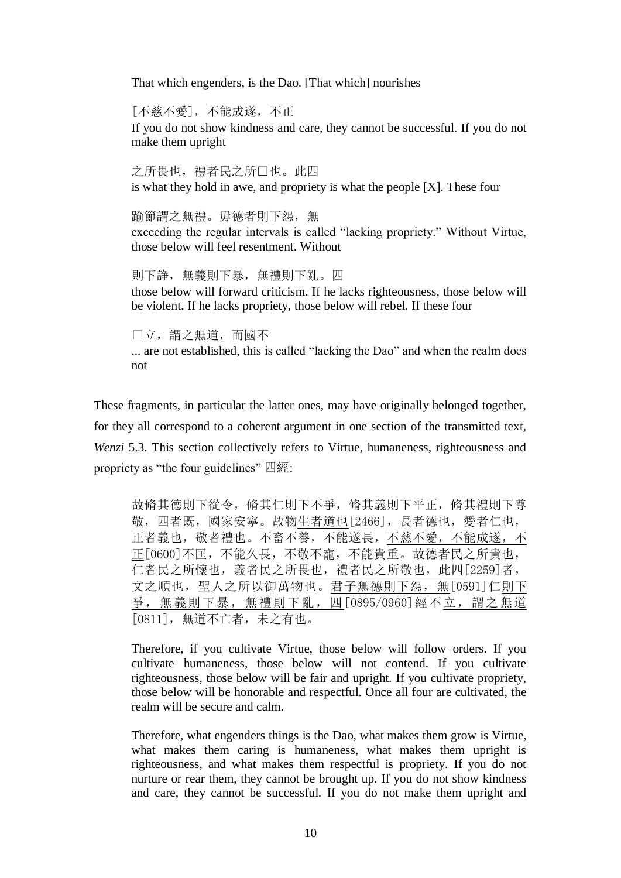That which engenders, is the Dao. [That which] nourishes

> [不慈不愛]，不能成遂，不正
> If you do not show kindness and care, they cannot be successful. If you do not make them upright

> 之所畏也，禮者民之所□也。此四
> is what they hold in awe, and propriety is what the people [X]. These four

> 踰節謂之無禮。毋德者則下怨，無
> exceeding the regular intervals is called "lacking propriety." Without Virtue, those below will feel resentment. Without

> 則下諍，無義則下暴，無禮則下亂。四
> those below will forward criticism. If he lacks righteousness, those below will be violent. If he lacks propriety, those below will rebel. If these four

> □立，謂之無道，而國不
> ... are not established, this is called "lacking the Dao" and when the realm does not

These fragments, in particular the latter ones, may have originally belonged together, for they all correspond to a coherent argument in one section of the transmitted text, *Wenzi* 5.3. This section collectively refers to Virtue, humaneness, righteousness and propriety as "the four guidelines" 四經:

> 故脩其德則下從令，脩其仁則下不爭，脩其義則下平正，脩其禮則下尊敬，四者既，國家安寧。故物<u>生者道也</u>[2466]，長者德也，愛者仁也，正者義也，敬者禮也。不畜不養，不能遂長，<u>不慈不愛，不能成遂，不正</u>[0600]不匡，不能久長，不敬不寵，不能貴重。故德者民之所貴也，仁者民之所懷也，義者民<u>之所畏也，禮者民之所敬也，此四</u>[2259]者，文之順也，聖人之所以御萬物也。<u>君子無德則下怨，無</u>[0591]仁<u>則下爭，無義則下暴，無禮則下亂，四</u>[0895/0960]經不<u>立，謂之無道</u>[0811]，無道不亡者，未之有也。

> Therefore, if you cultivate Virtue, those below will follow orders. If you cultivate humaneness, those below will not contend. If you cultivate righteousness, those below will be fair and upright. If you cultivate propriety, those below will be honorable and respectful. Once all four are cultivated, the realm will be secure and calm.
>
> Therefore, what engenders things is the Dao, what makes them grow is Virtue, what makes them caring is humaneness, what makes them upright is righteousness, and what makes them respectful is propriety. If you do not nurture or rear them, they cannot be brought up. If you do not show kindness and care, they cannot be successful. If you do not make them upright and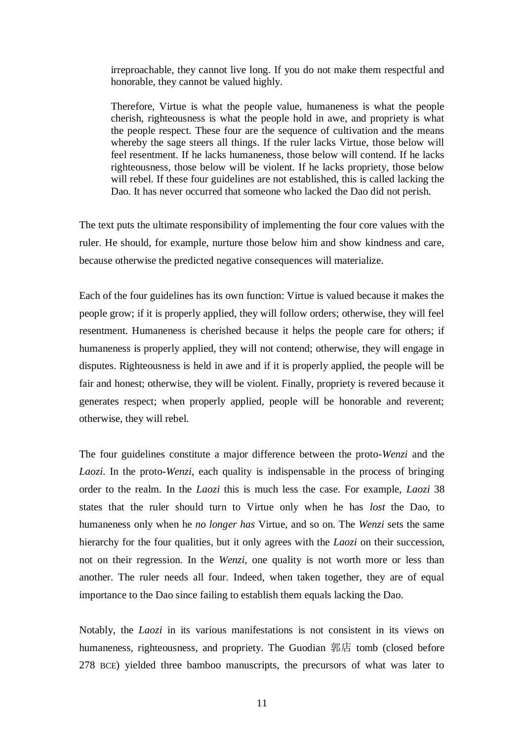> irreproachable, they cannot live long. If you do not make them respectful and honorable, they cannot be valued highly.
>
> Therefore, Virtue is what the people value, humaneness is what the people cherish, righteousness is what the people hold in awe, and propriety is what the people respect. These four are the sequence of cultivation and the means whereby the sage steers all things. If the ruler lacks Virtue, those below will feel resentment. If he lacks humaneness, those below will contend. If he lacks righteousness, those below will be violent. If he lacks propriety, those below will rebel. If these four guidelines are not established, this is called lacking the Dao. It has never occurred that someone who lacked the Dao did not perish.

The text puts the ultimate responsibility of implementing the four core values with the ruler. He should, for example, nurture those below him and show kindness and care, because otherwise the predicted negative consequences will materialize.

Each of the four guidelines has its own function: Virtue is valued because it makes the people grow; if it is properly applied, they will follow orders; otherwise, they will feel resentment. Humaneness is cherished because it helps the people care for others; if humaneness is properly applied, they will not contend; otherwise, they will engage in disputes. Righteousness is held in awe and if it is properly applied, the people will be fair and honest; otherwise, they will be violent. Finally, propriety is revered because it generates respect; when properly applied, people will be honorable and reverent; otherwise, they will rebel.

The four guidelines constitute a major difference between the proto-*Wenzi* and the *Laozi*. In the proto-*Wenzi*, each quality is indispensable in the process of bringing order to the realm. In the *Laozi* this is much less the case. For example, *Laozi* 38 states that the ruler should turn to Virtue only when he has *lost* the Dao, to humaneness only when he *no longer has* Virtue, and so on. The *Wenzi* sets the same hierarchy for the four qualities, but it only agrees with the *Laozi* on their succession, not on their regression. In the *Wenzi*, one quality is not worth more or less than another. The ruler needs all four. Indeed, when taken together, they are of equal importance to the Dao since failing to establish them equals lacking the Dao.

Notably, the *Laozi* in its various manifestations is not consistent in its views on humaneness, righteousness, and propriety. The Guodian 郭店 tomb (closed before 278 BCE) yielded three bamboo manuscripts, the precursors of what was later to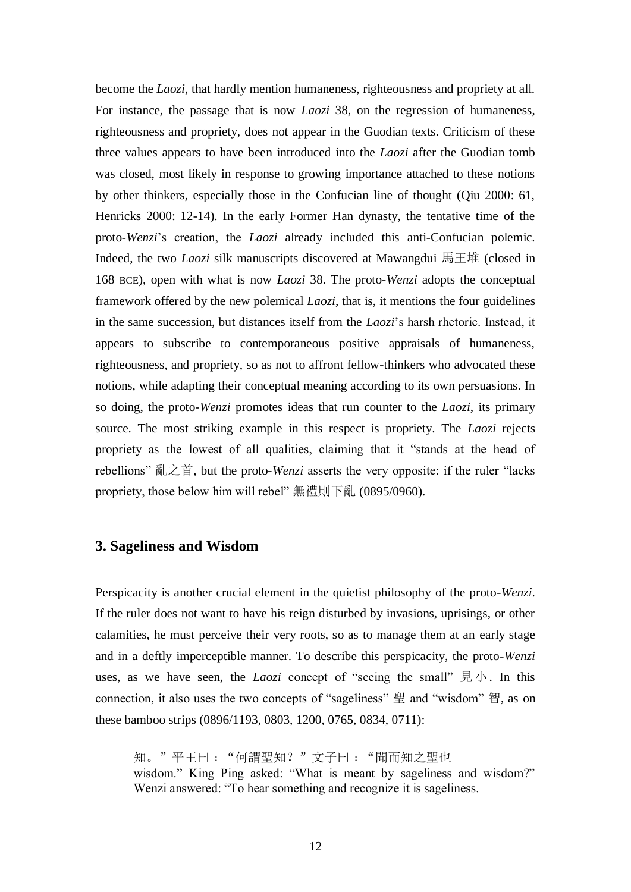become the *Laozi*, that hardly mention humaneness, righteousness and propriety at all. For instance, the passage that is now *Laozi* 38, on the regression of humaneness, righteousness and propriety, does not appear in the Guodian texts. Criticism of these three values appears to have been introduced into the *Laozi* after the Guodian tomb was closed, most likely in response to growing importance attached to these notions by other thinkers, especially those in the Confucian line of thought (Qiu 2000: 61, Henricks 2000: 12-14). In the early Former Han dynasty, the tentative time of the proto-*Wenzi*'s creation, the *Laozi* already included this anti-Confucian polemic. Indeed, the two *Laozi* silk manuscripts discovered at Mawangdui 馬王堆 (closed in 168 BCE), open with what is now *Laozi* 38. The proto-*Wenzi* adopts the conceptual framework offered by the new polemical *Laozi*, that is, it mentions the four guidelines in the same succession, but distances itself from the *Laozi*'s harsh rhetoric. Instead, it appears to subscribe to contemporaneous positive appraisals of humaneness, righteousness, and propriety, so as not to affront fellow-thinkers who advocated these notions, while adapting their conceptual meaning according to its own persuasions. In so doing, the proto-*Wenzi* promotes ideas that run counter to the *Laozi*, its primary source. The most striking example in this respect is propriety. The *Laozi* rejects propriety as the lowest of all qualities, claiming that it "stands at the head of rebellions" 亂之首, but the proto-*Wenzi* asserts the very opposite: if the ruler "lacks propriety, those below him will rebel" 無禮則下亂 (0895/0960).

## 3. Sageliness and Wisdom

Perspicacity is another crucial element in the quietist philosophy of the proto-*Wenzi*. If the ruler does not want to have his reign disturbed by invasions, uprisings, or other calamities, he must perceive their very roots, so as to manage them at an early stage and in a deftly imperceptible manner. To describe this perspicacity, the proto-*Wenzi* uses, as we have seen, the *Laozi* concept of "seeing the small" 見小. In this connection, it also uses the two concepts of "sageliness" 聖 and "wisdom" 智, as on these bamboo strips (0896/1193, 0803, 1200, 0765, 0834, 0711):

> 知。"平王曰："何謂聖知？"文子曰："聞而知之聖也
> wisdom." King Ping asked: "What is meant by sageliness and wisdom?" Wenzi answered: "To hear something and recognize it is sageliness.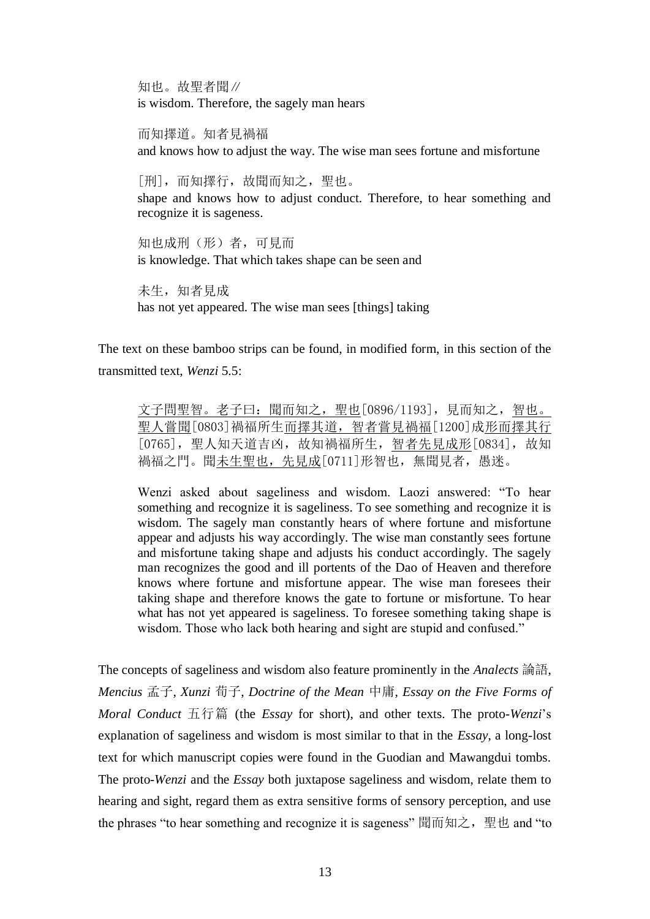知也。故聖者聞∥
is wisdom. Therefore, the sagely man hears

而知擇道。知者見禍福
and knows how to adjust the way. The wise man sees fortune and misfortune

[刑]，而知擇行，故聞而知之，聖也。
shape and knows how to adjust conduct. Therefore, to hear something and recognize it is sageness.

知也成刑（形）者，可見而
is knowledge. That which takes shape can be seen and

未生，知者見成
has not yet appeared. The wise man sees [things] taking

The text on these bamboo strips can be found, in modified form, in this section of the transmitted text, *Wenzi* 5.5:

> 文子問聖智。老子曰：聞而知之，聖也[0896/1193]，見而知之，智也。聖人嘗聞[0803]禍福所生而擇其道，智者嘗見禍福[1200]成形而擇其行[0765]，聖人知天道吉凶，故知禍福所生，智者先見成形[0834]，故知禍福之門。聞未生聖也，先見成[0711]形智也，無聞見者，愚迷。
>
> Wenzi asked about sageliness and wisdom. Laozi answered: "To hear something and recognize it is sageliness. To see something and recognize it is wisdom. The sagely man constantly hears of where fortune and misfortune appear and adjusts his way accordingly. The wise man constantly sees fortune and misfortune taking shape and adjusts his conduct accordingly. The sagely man recognizes the good and ill portents of the Dao of Heaven and therefore knows where fortune and misfortune appear. The wise man foresees their taking shape and therefore knows the gate to fortune or misfortune. To hear what has not yet appeared is sageliness. To foresee something taking shape is wisdom. Those who lack both hearing and sight are stupid and confused."

The concepts of sageliness and wisdom also feature prominently in the *Analects* 論語, *Mencius* 孟子, *Xunzi* 荀子, *Doctrine of the Mean* 中庸, *Essay on the Five Forms of Moral Conduct* 五行篇 (the *Essay* for short), and other texts. The proto-*Wenzi*'s explanation of sageliness and wisdom is most similar to that in the *Essay*, a long-lost text for which manuscript copies were found in the Guodian and Mawangdui tombs. The proto-*Wenzi* and the *Essay* both juxtapose sageliness and wisdom, relate them to hearing and sight, regard them as extra sensitive forms of sensory perception, and use the phrases "to hear something and recognize it is sageness" 聞而知之，聖也 and "to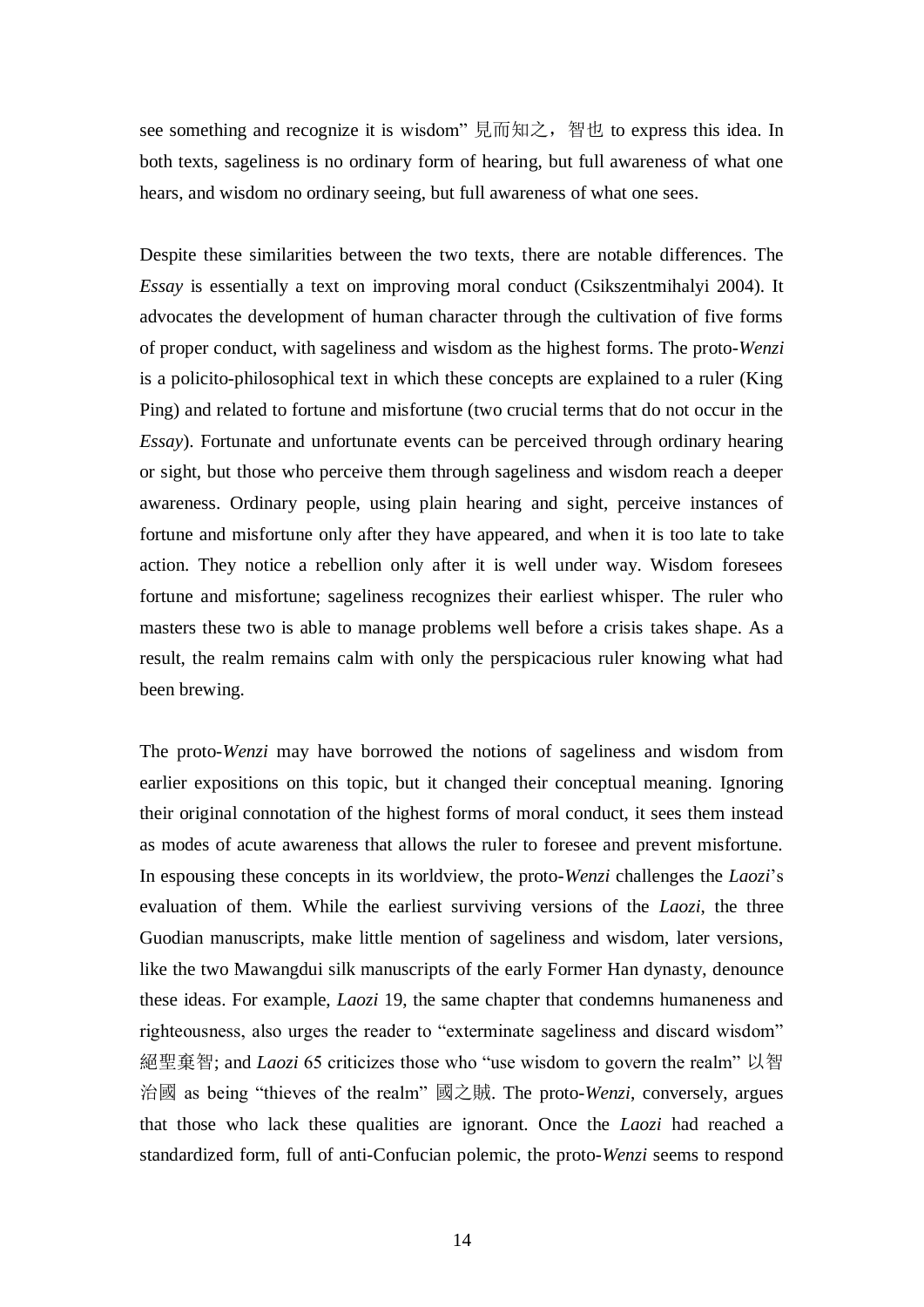see something and recognize it is wisdom" 見而知之，智也 to express this idea. In both texts, sageliness is no ordinary form of hearing, but full awareness of what one hears, and wisdom no ordinary seeing, but full awareness of what one sees.

Despite these similarities between the two texts, there are notable differences. The *Essay* is essentially a text on improving moral conduct (Csikszentmihalyi 2004). It advocates the development of human character through the cultivation of five forms of proper conduct, with sageliness and wisdom as the highest forms. The proto-*Wenzi* is a policito-philosophical text in which these concepts are explained to a ruler (King Ping) and related to fortune and misfortune (two crucial terms that do not occur in the *Essay*). Fortunate and unfortunate events can be perceived through ordinary hearing or sight, but those who perceive them through sageliness and wisdom reach a deeper awareness. Ordinary people, using plain hearing and sight, perceive instances of fortune and misfortune only after they have appeared, and when it is too late to take action. They notice a rebellion only after it is well under way. Wisdom foresees fortune and misfortune; sageliness recognizes their earliest whisper. The ruler who masters these two is able to manage problems well before a crisis takes shape. As a result, the realm remains calm with only the perspicacious ruler knowing what had been brewing.

The proto-*Wenzi* may have borrowed the notions of sageliness and wisdom from earlier expositions on this topic, but it changed their conceptual meaning. Ignoring their original connotation of the highest forms of moral conduct, it sees them instead as modes of acute awareness that allows the ruler to foresee and prevent misfortune. In espousing these concepts in its worldview, the proto-*Wenzi* challenges the *Laozi*'s evaluation of them. While the earliest surviving versions of the *Laozi*, the three Guodian manuscripts, make little mention of sageliness and wisdom, later versions, like the two Mawangdui silk manuscripts of the early Former Han dynasty, denounce these ideas. For example, *Laozi* 19, the same chapter that condemns humaneness and righteousness, also urges the reader to "exterminate sageliness and discard wisdom" 絕聖棄智; and *Laozi* 65 criticizes those who "use wisdom to govern the realm" 以智治國 as being "thieves of the realm" 國之賊. The proto-*Wenzi*, conversely, argues that those who lack these qualities are ignorant. Once the *Laozi* had reached a standardized form, full of anti-Confucian polemic, the proto-*Wenzi* seems to respond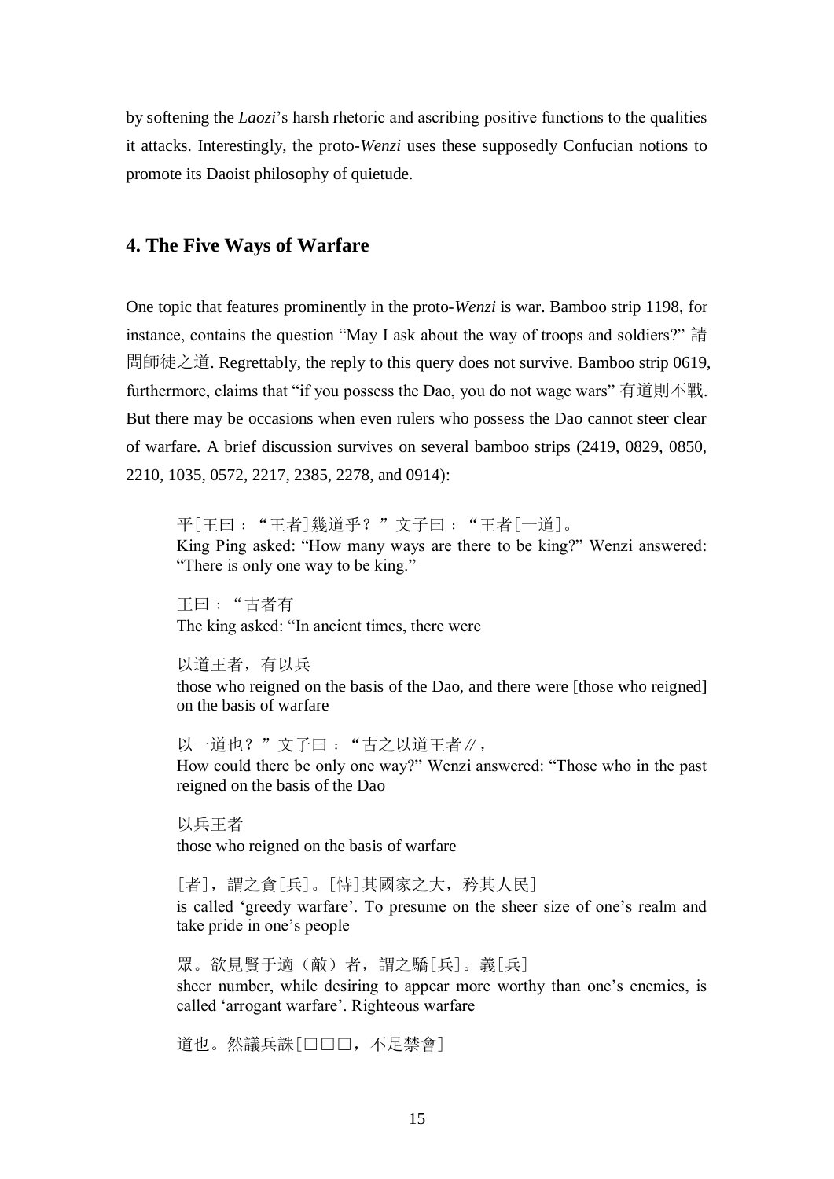by softening the *Laozi*'s harsh rhetoric and ascribing positive functions to the qualities it attacks. Interestingly, the proto-*Wenzi* uses these supposedly Confucian notions to promote its Daoist philosophy of quietude.

## 4. The Five Ways of Warfare

One topic that features prominently in the proto-*Wenzi* is war. Bamboo strip 1198, for instance, contains the question "May I ask about the way of troops and soldiers?" 請問師徒之道. Regrettably, the reply to this query does not survive. Bamboo strip 0619, furthermore, claims that "if you possess the Dao, you do not wage wars" 有道則不戰. But there may be occasions when even rulers who possess the Dao cannot steer clear of warfare. A brief discussion survives on several bamboo strips (2419, 0829, 0850, 2210, 1035, 0572, 2217, 2385, 2278, and 0914):

> 平[王曰："王者]幾道乎？"文子曰："王者[一道]。
> King Ping asked: "How many ways are there to be king?" Wenzi answered: "There is only one way to be king."
>
> 王曰："古者有
> The king asked: "In ancient times, there were
>
> 以道王者，有以兵
> those who reigned on the basis of the Dao, and there were [those who reigned] on the basis of warfare
>
> 以一道也？"文子曰："古之以道王者//，
> How could there be only one way?" Wenzi answered: "Those who in the past reigned on the basis of the Dao
>
> 以兵王者
> those who reigned on the basis of warfare
>
> [者]，謂之貪[兵]。[恃]其國家之大，矜其人民]
> is called 'greedy warfare'. To presume on the sheer size of one's realm and take pride in one's people
>
> 眾。欲見賢于適（敵）者，謂之驕[兵]。義[兵]
> sheer number, while desiring to appear more worthy than one's enemies, is called 'arrogant warfare'. Righteous warfare
>
> 道也。然議兵誅[□□□，不足禁會]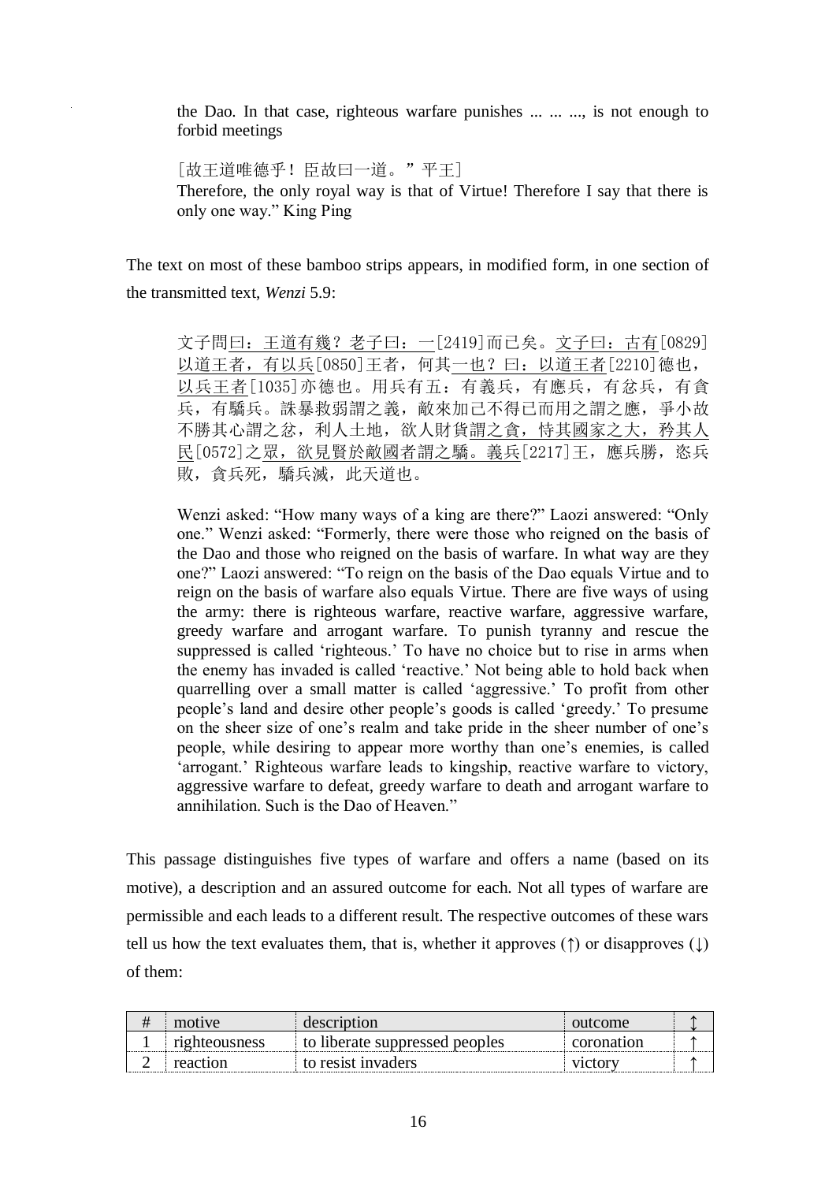the Dao. In that case, righteous warfare punishes ... ... ..., is not enough to forbid meetings

[故王道唯德乎！臣故曰一道。” 平王]

Therefore, the only royal way is that of Virtue! Therefore I say that there is only one way.” King Ping

The text on most of these bamboo strips appears, in modified form, in one section of the transmitted text, *Wenzi* 5.9:

文子問<u>曰：王道有幾？老子曰：一</u>[2419]而已矣。<u>文子曰：古有</u>[0829]<u>以道王者，有以兵</u>[0850]王者，何其<u>一也？曰：以道王者</u>[2210]德也，<u>以兵王者</u>[1035]亦德也。用兵有五：有義兵，有應兵，有忿兵，有貪兵，有驕兵。誅暴救弱謂之義，敵來加己不得已而用之謂之應，爭小故不勝其心謂之忿，利人土地，欲人財貨<u>謂之貪，恃其國家之大，矜其人民</u>[0572]之<u>眾，欲見賢於敵國者謂之驕。義兵</u>[2217]王，應兵勝，恣兵敗，貪兵死，驕兵滅，此天道也。

Wenzi asked: “How many ways of a king are there?” Laozi answered: “Only one.” Wenzi asked: “Formerly, there were those who reigned on the basis of the Dao and those who reigned on the basis of warfare. In what way are they one?” Laozi answered: “To reign on the basis of the Dao equals Virtue and to reign on the basis of warfare also equals Virtue. There are five ways of using the army: there is righteous warfare, reactive warfare, aggressive warfare, greedy warfare and arrogant warfare. To punish tyranny and rescue the suppressed is called ‘righteous.’ To have no choice but to rise in arms when the enemy has invaded is called ‘reactive.’ Not being able to hold back when quarrelling over a small matter is called ‘aggressive.’ To profit from other people’s land and desire other people’s goods is called ‘greedy.’ To presume on the sheer size of one’s realm and take pride in the sheer number of one’s people, while desiring to appear more worthy than one’s enemies, is called ‘arrogant.’ Righteous warfare leads to kingship, reactive warfare to victory, aggressive warfare to defeat, greedy warfare to death and arrogant warfare to annihilation. Such is the Dao of Heaven.”

This passage distinguishes five types of warfare and offers a name (based on its motive), a description and an assured outcome for each. Not all types of warfare are permissible and each leads to a different result. The respective outcomes of these wars tell us how the text evaluates them, that is, whether it approves (↑) or disapproves (↓) of them:

| # | motive | description | outcome | ↕ |
|---|---|---|---|---|
| 1 | righteousness | to liberate suppressed peoples | coronation | ↑ |
| 2 | reaction | to resist invaders | victory | ↑ |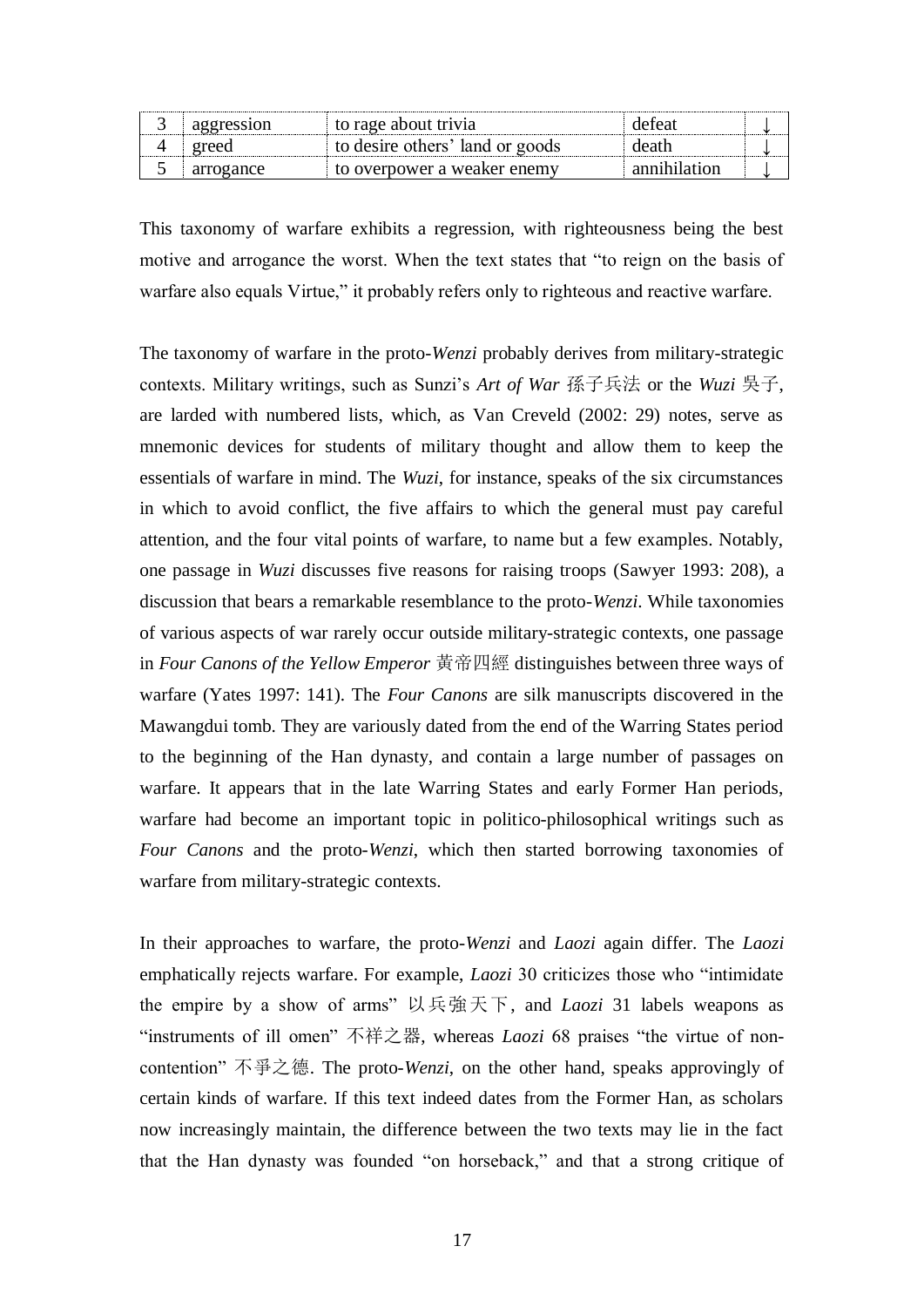| | | | | |
|---|---|---|---|---|
| 3 | aggression | to rage about trivia | defeat | ↓ |
| 4 | greed | to desire others' land or goods | death | ↓ |
| 5 | arrogance | to overpower a weaker enemy | annihilation | ↓ |

This taxonomy of warfare exhibits a regression, with righteousness being the best motive and arrogance the worst. When the text states that "to reign on the basis of warfare also equals Virtue," it probably refers only to righteous and reactive warfare.

The taxonomy of warfare in the proto-*Wenzi* probably derives from military-strategic contexts. Military writings, such as Sunzi's *Art of War* 孫子兵法 or the *Wuzi* 吳子, are larded with numbered lists, which, as Van Creveld (2002: 29) notes, serve as mnemonic devices for students of military thought and allow them to keep the essentials of warfare in mind. The *Wuzi*, for instance, speaks of the six circumstances in which to avoid conflict, the five affairs to which the general must pay careful attention, and the four vital points of warfare, to name but a few examples. Notably, one passage in *Wuzi* discusses five reasons for raising troops (Sawyer 1993: 208), a discussion that bears a remarkable resemblance to the proto-*Wenzi*. While taxonomies of various aspects of war rarely occur outside military-strategic contexts, one passage in *Four Canons of the Yellow Emperor* 黃帝四經 distinguishes between three ways of warfare (Yates 1997: 141). The *Four Canons* are silk manuscripts discovered in the Mawangdui tomb. They are variously dated from the end of the Warring States period to the beginning of the Han dynasty, and contain a large number of passages on warfare. It appears that in the late Warring States and early Former Han periods, warfare had become an important topic in politico-philosophical writings such as *Four Canons* and the proto-*Wenzi*, which then started borrowing taxonomies of warfare from military-strategic contexts.

In their approaches to warfare, the proto-*Wenzi* and *Laozi* again differ. The *Laozi* emphatically rejects warfare. For example, *Laozi* 30 criticizes those who "intimidate the empire by a show of arms" 以兵強天下, and *Laozi* 31 labels weapons as "instruments of ill omen" 不祥之器, whereas *Laozi* 68 praises "the virtue of non-contention" 不爭之德. The proto-*Wenzi*, on the other hand, speaks approvingly of certain kinds of warfare. If this text indeed dates from the Former Han, as scholars now increasingly maintain, the difference between the two texts may lie in the fact that the Han dynasty was founded "on horseback," and that a strong critique of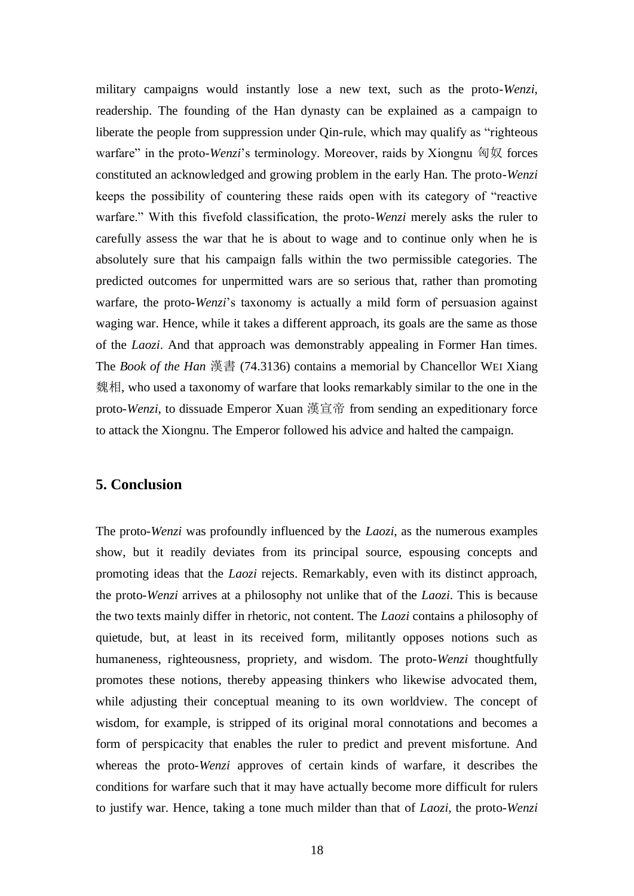military campaigns would instantly lose a new text, such as the proto-*Wenzi*, readership. The founding of the Han dynasty can be explained as a campaign to liberate the people from suppression under Qin-rule, which may qualify as "righteous warfare" in the proto-*Wenzi*'s terminology. Moreover, raids by Xiongnu 匈奴 forces constituted an acknowledged and growing problem in the early Han. The proto-*Wenzi* keeps the possibility of countering these raids open with its category of "reactive warfare." With this fivefold classification, the proto-*Wenzi* merely asks the ruler to carefully assess the war that he is about to wage and to continue only when he is absolutely sure that his campaign falls within the two permissible categories. The predicted outcomes for unpermitted wars are so serious that, rather than promoting warfare, the proto-*Wenzi*'s taxonomy is actually a mild form of persuasion against waging war. Hence, while it takes a different approach, its goals are the same as those of the *Laozi*. And that approach was demonstrably appealing in Former Han times. The *Book of the Han* 漢書 (74.3136) contains a memorial by Chancellor WEI Xiang 魏相, who used a taxonomy of warfare that looks remarkably similar to the one in the proto-*Wenzi*, to dissuade Emperor Xuan 漢宣帝 from sending an expeditionary force to attack the Xiongnu. The Emperor followed his advice and halted the campaign.

## 5. Conclusion

The proto-*Wenzi* was profoundly influenced by the *Laozi*, as the numerous examples show, but it readily deviates from its principal source, espousing concepts and promoting ideas that the *Laozi* rejects. Remarkably, even with its distinct approach, the proto-*Wenzi* arrives at a philosophy not unlike that of the *Laozi*. This is because the two texts mainly differ in rhetoric, not content. The *Laozi* contains a philosophy of quietude, but, at least in its received form, militantly opposes notions such as humaneness, righteousness, propriety, and wisdom. The proto-*Wenzi* thoughtfully promotes these notions, thereby appeasing thinkers who likewise advocated them, while adjusting their conceptual meaning to its own worldview. The concept of wisdom, for example, is stripped of its original moral connotations and becomes a form of perspicacity that enables the ruler to predict and prevent misfortune. And whereas the proto-*Wenzi* approves of certain kinds of warfare, it describes the conditions for warfare such that it may have actually become more difficult for rulers to justify war. Hence, taking a tone much milder than that of *Laozi*, the proto-*Wenzi*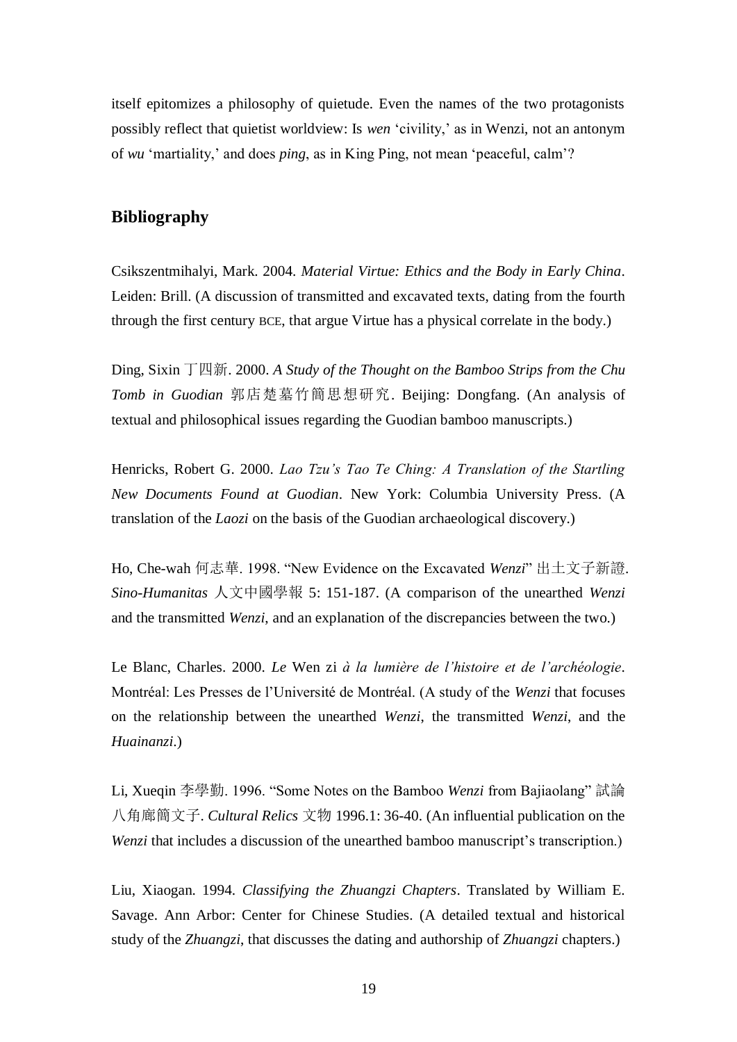itself epitomizes a philosophy of quietude. Even the names of the two protagonists possibly reflect that quietist worldview: Is *wen* 'civility,' as in Wenzi, not an antonym of *wu* 'martiality,' and does *ping*, as in King Ping, not mean 'peaceful, calm'?

## Bibliography

Csikszentmihalyi, Mark. 2004. *Material Virtue: Ethics and the Body in Early China*. Leiden: Brill. (A discussion of transmitted and excavated texts, dating from the fourth through the first century BCE, that argue Virtue has a physical correlate in the body.)

Ding, Sixin 丁四新. 2000. *A Study of the Thought on the Bamboo Strips from the Chu Tomb in Guodian* 郭店楚墓竹簡思想研究. Beijing: Dongfang. (An analysis of textual and philosophical issues regarding the Guodian bamboo manuscripts.)

Henricks, Robert G. 2000. *Lao Tzu's Tao Te Ching: A Translation of the Startling New Documents Found at Guodian*. New York: Columbia University Press. (A translation of the *Laozi* on the basis of the Guodian archaeological discovery.)

Ho, Che-wah 何志華. 1998. "New Evidence on the Excavated *Wenzi*" 出土文子新證. *Sino-Humanitas* 人文中國學報 5: 151-187. (A comparison of the unearthed *Wenzi* and the transmitted *Wenzi,* and an explanation of the discrepancies between the two.)

Le Blanc, Charles. 2000. *Le* Wen zi *à la lumière de l'histoire et de l'archéologie*. Montréal: Les Presses de l'Université de Montréal. (A study of the *Wenzi* that focuses on the relationship between the unearthed *Wenzi*, the transmitted *Wenzi*, and the *Huainanzi*.)

Li, Xueqin 李學勤. 1996. "Some Notes on the Bamboo *Wenzi* from Bajiaolang" 試論八角廊簡文子. *Cultural Relics* 文物 1996.1: 36-40. (An influential publication on the *Wenzi* that includes a discussion of the unearthed bamboo manuscript's transcription.)

Liu, Xiaogan. 1994. *Classifying the Zhuangzi Chapters*. Translated by William E. Savage. Ann Arbor: Center for Chinese Studies. (A detailed textual and historical study of the *Zhuangzi*, that discusses the dating and authorship of *Zhuangzi* chapters.)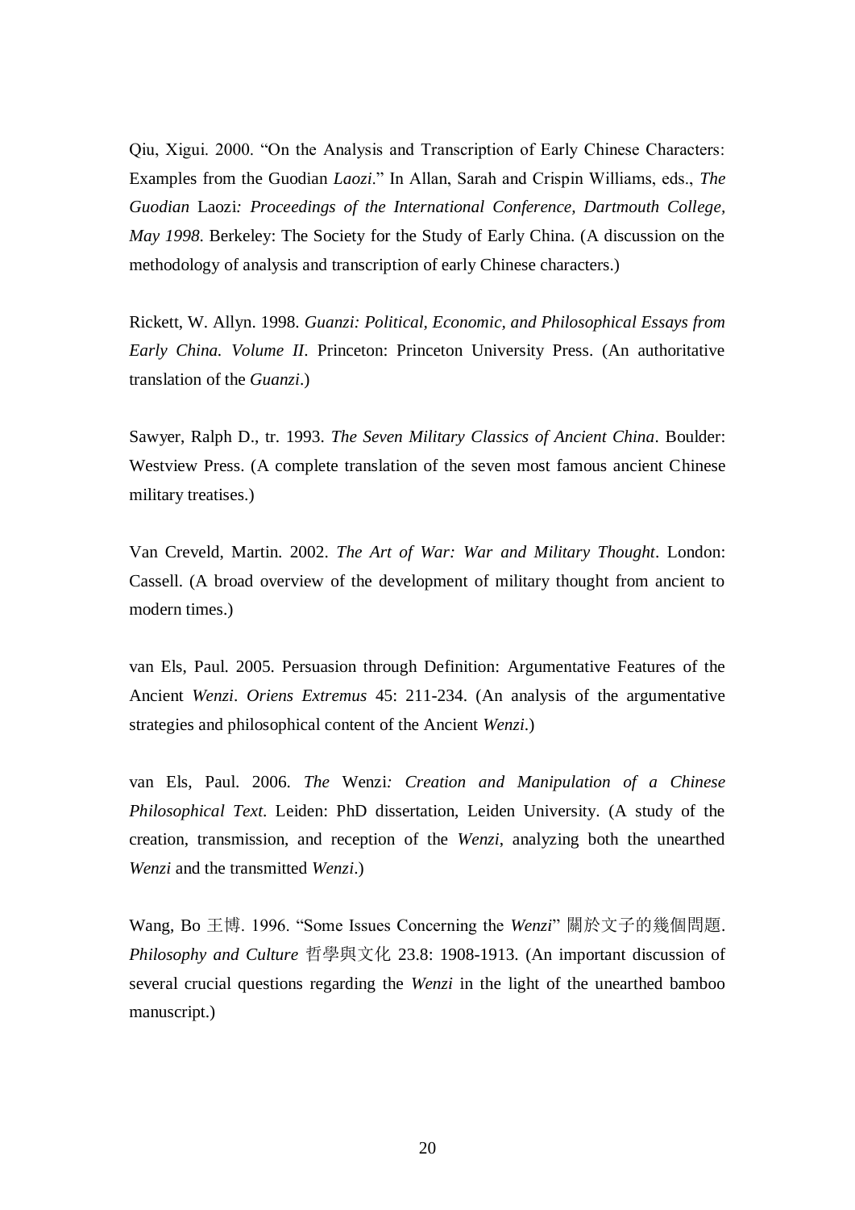Qiu, Xigui. 2000. "On the Analysis and Transcription of Early Chinese Characters: Examples from the Guodian *Laozi*." In Allan, Sarah and Crispin Williams, eds., *The Guodian* Laozi*: Proceedings of the International Conference, Dartmouth College, May 1998*. Berkeley: The Society for the Study of Early China. (A discussion on the methodology of analysis and transcription of early Chinese characters.)

Rickett, W. Allyn. 1998. *Guanzi: Political, Economic, and Philosophical Essays from Early China. Volume II*. Princeton: Princeton University Press. (An authoritative translation of the *Guanzi*.)

Sawyer, Ralph D., tr. 1993. *The Seven Military Classics of Ancient China*. Boulder: Westview Press. (A complete translation of the seven most famous ancient Chinese military treatises.)

Van Creveld, Martin. 2002. *The Art of War: War and Military Thought*. London: Cassell. (A broad overview of the development of military thought from ancient to modern times.)

van Els, Paul. 2005. Persuasion through Definition: Argumentative Features of the Ancient *Wenzi*. *Oriens Extremus* 45: 211-234. (An analysis of the argumentative strategies and philosophical content of the Ancient *Wenzi*.)

van Els, Paul. 2006. *The* Wenzi*: Creation and Manipulation of a Chinese Philosophical Text*. Leiden: PhD dissertation, Leiden University. (A study of the creation, transmission, and reception of the *Wenzi*, analyzing both the unearthed *Wenzi* and the transmitted *Wenzi*.)

Wang, Bo 王博. 1996. "Some Issues Concerning the *Wenzi*" 關於文子的幾個問題. *Philosophy and Culture* 哲學與文化 23.8: 1908-1913. (An important discussion of several crucial questions regarding the *Wenzi* in the light of the unearthed bamboo manuscript.)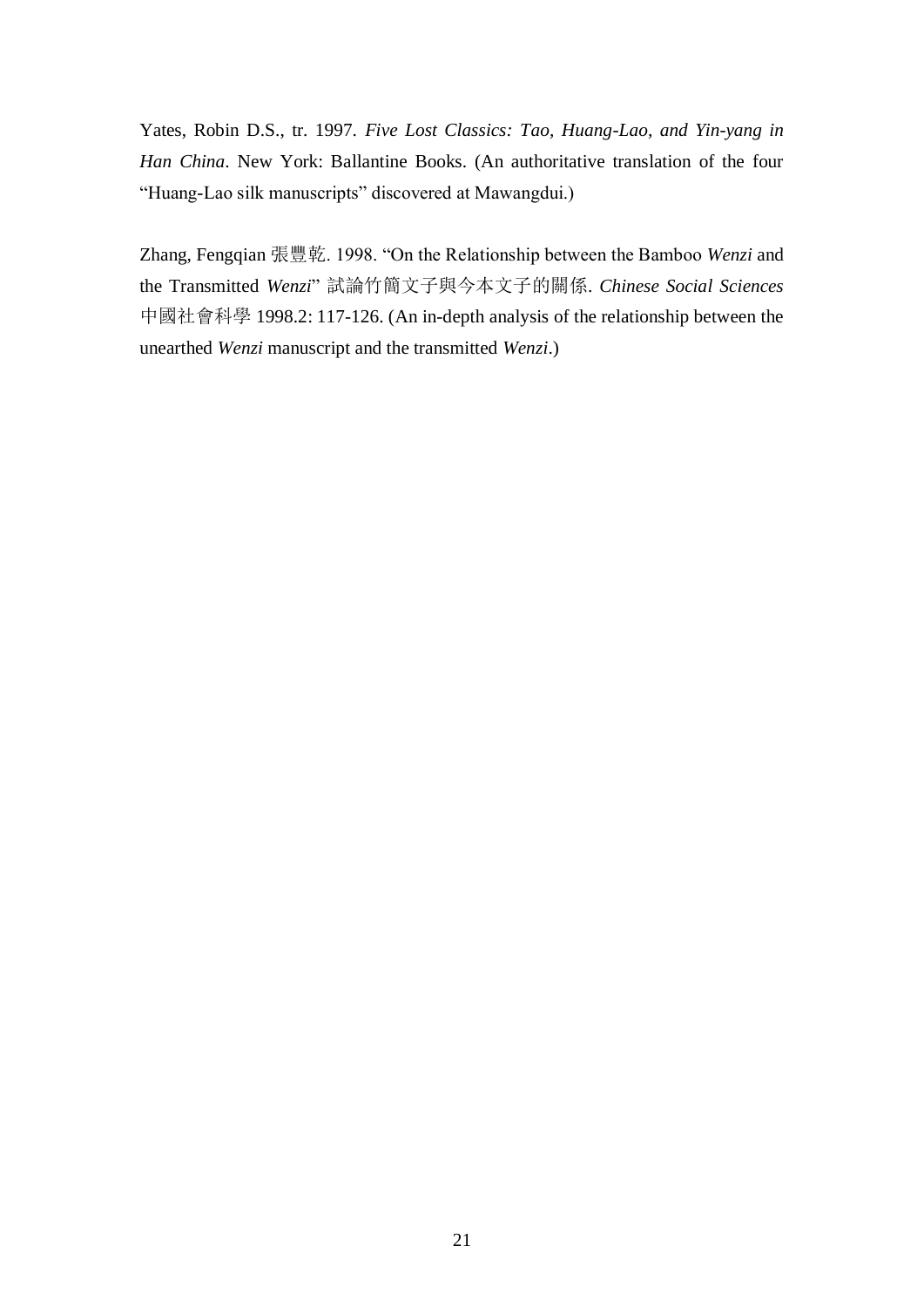Yates, Robin D.S., tr. 1997. *Five Lost Classics: Tao, Huang-Lao, and Yin-yang in Han China*. New York: Ballantine Books. (An authoritative translation of the four "Huang-Lao silk manuscripts" discovered at Mawangdui.)

Zhang, Fengqian 張豐乾. 1998. "On the Relationship between the Bamboo *Wenzi* and the Transmitted *Wenzi*" 試論竹簡文子與今本文子的關係. *Chinese Social Sciences* 中國社會科學 1998.2: 117-126. (An in-depth analysis of the relationship between the unearthed *Wenzi* manuscript and the transmitted *Wenzi*.)